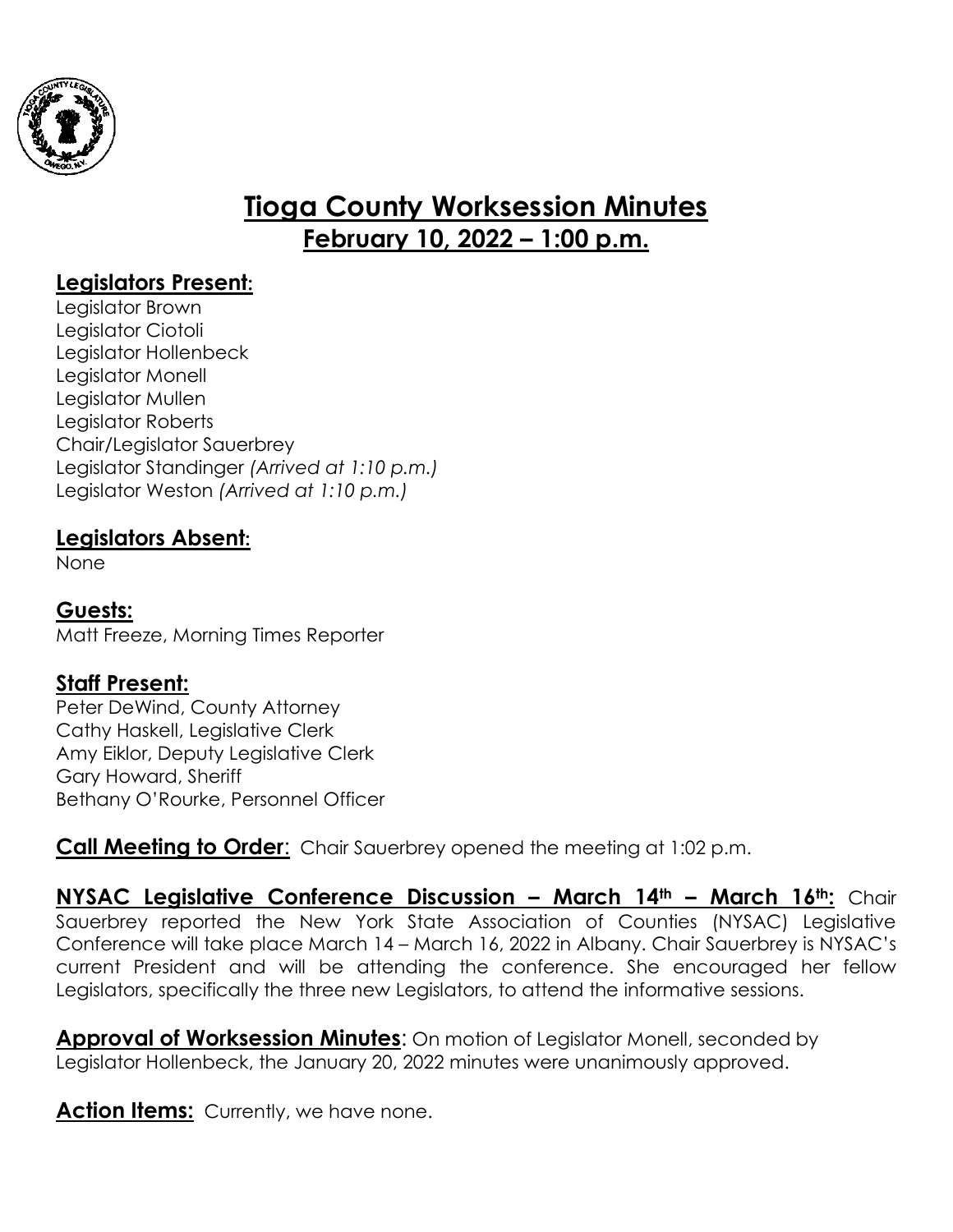# Tioga County Worksession Minutes

## February 10, 2022 – 1:00 p.m.

### Legislators Present:

Legislator Brown
Legislator Ciotoli
Legislator Hollenbeck
Legislator Monell
Legislator Mullen
Legislator Roberts
Chair/Legislator Sauerbrey
Legislator Standinger *(Arrived at 1:10 p.m.)*
Legislator Weston *(Arrived at 1:10 p.m.)*

### Legislators Absent:

None

### Guests:

Matt Freeze, Morning Times Reporter

### Staff Present:

Peter DeWind, County Attorney
Cathy Haskell, Legislative Clerk
Amy Eiklor, Deputy Legislative Clerk
Gary Howard, Sheriff
Bethany O'Rourke, Personnel Officer

**Call Meeting to Order**: Chair Sauerbrey opened the meeting at 1:02 p.m.

**NYSAC Legislative Conference Discussion – March 14th – March 16th:** Chair Sauerbrey reported the New York State Association of Counties (NYSAC) Legislative Conference will take place March 14 – March 16, 2022 in Albany. Chair Sauerbrey is NYSAC's current President and will be attending the conference. She encouraged her fellow Legislators, specifically the three new Legislators, to attend the informative sessions.

**Approval of Worksession Minutes**: On motion of Legislator Monell, seconded by Legislator Hollenbeck, the January 20, 2022 minutes were unanimously approved.

**Action Items:** Currently, we have none.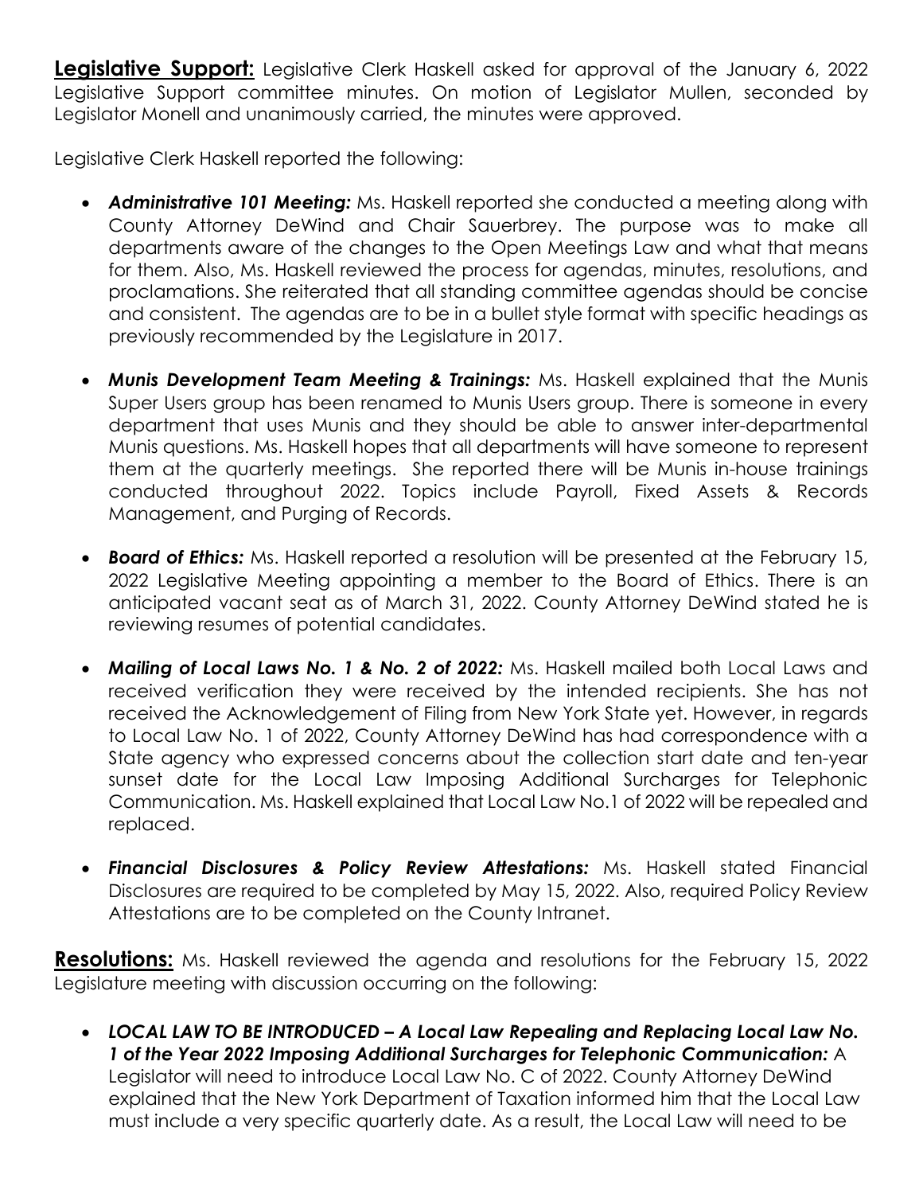**Legislative Support:** Legislative Clerk Haskell asked for approval of the January 6, 2022 Legislative Support committee minutes. On motion of Legislator Mullen, seconded by Legislator Monell and unanimously carried, the minutes were approved.

Legislative Clerk Haskell reported the following:

- ***Administrative 101 Meeting:*** Ms. Haskell reported she conducted a meeting along with County Attorney DeWind and Chair Sauerbrey. The purpose was to make all departments aware of the changes to the Open Meetings Law and what that means for them. Also, Ms. Haskell reviewed the process for agendas, minutes, resolutions, and proclamations. She reiterated that all standing committee agendas should be concise and consistent. The agendas are to be in a bullet style format with specific headings as previously recommended by the Legislature in 2017.

- ***Munis Development Team Meeting & Trainings:*** Ms. Haskell explained that the Munis Super Users group has been renamed to Munis Users group. There is someone in every department that uses Munis and they should be able to answer inter-departmental Munis questions. Ms. Haskell hopes that all departments will have someone to represent them at the quarterly meetings. She reported there will be Munis in-house trainings conducted throughout 2022. Topics include Payroll, Fixed Assets & Records Management, and Purging of Records.

- ***Board of Ethics:*** Ms. Haskell reported a resolution will be presented at the February 15, 2022 Legislative Meeting appointing a member to the Board of Ethics. There is an anticipated vacant seat as of March 31, 2022. County Attorney DeWind stated he is reviewing resumes of potential candidates.

- ***Mailing of Local Laws No. 1 & No. 2 of 2022:*** Ms. Haskell mailed both Local Laws and received verification they were received by the intended recipients. She has not received the Acknowledgement of Filing from New York State yet. However, in regards to Local Law No. 1 of 2022, County Attorney DeWind has had correspondence with a State agency who expressed concerns about the collection start date and ten-year sunset date for the Local Law Imposing Additional Surcharges for Telephonic Communication. Ms. Haskell explained that Local Law No.1 of 2022 will be repealed and replaced.

- ***Financial Disclosures & Policy Review Attestations:*** Ms. Haskell stated Financial Disclosures are required to be completed by May 15, 2022. Also, required Policy Review Attestations are to be completed on the County Intranet.

**Resolutions:** Ms. Haskell reviewed the agenda and resolutions for the February 15, 2022 Legislature meeting with discussion occurring on the following:

- ***LOCAL LAW TO BE INTRODUCED – A Local Law Repealing and Replacing Local Law No. 1 of the Year 2022 Imposing Additional Surcharges for Telephonic Communication:*** A Legislator will need to introduce Local Law No. C of 2022. County Attorney DeWind explained that the New York Department of Taxation informed him that the Local Law must include a very specific quarterly date. As a result, the Local Law will need to be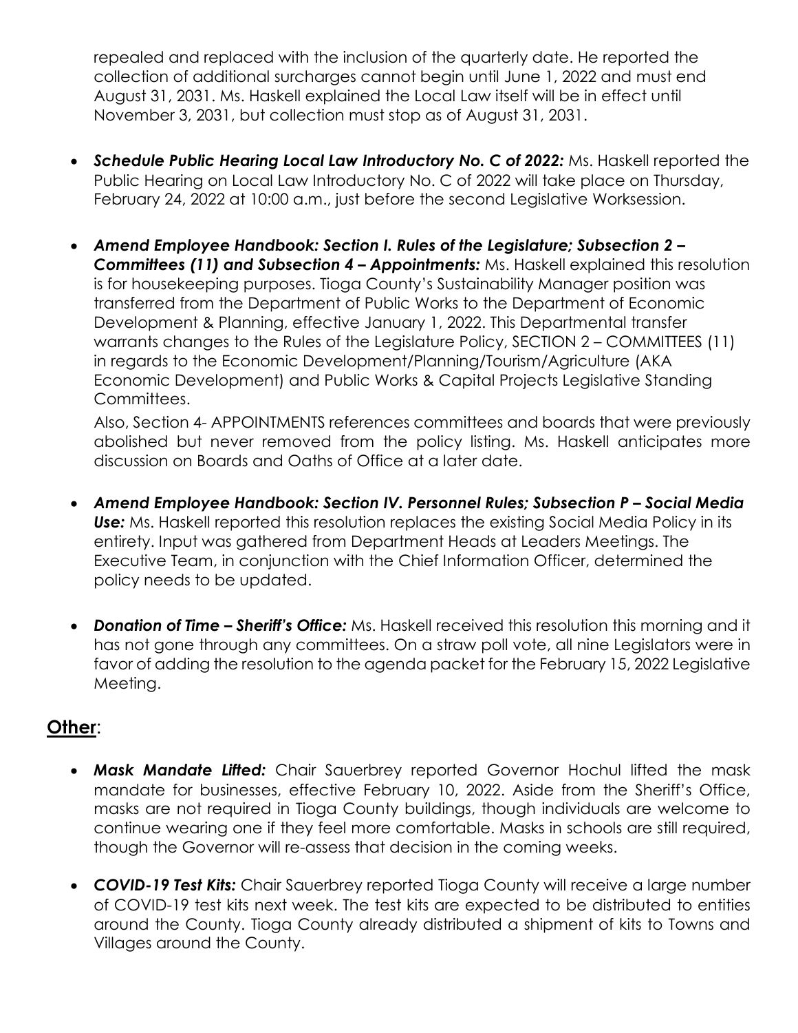repealed and replaced with the inclusion of the quarterly date. He reported the collection of additional surcharges cannot begin until June 1, 2022 and must end August 31, 2031. Ms. Haskell explained the Local Law itself will be in effect until November 3, 2031, but collection must stop as of August 31, 2031.

- ***Schedule Public Hearing Local Law Introductory No. C of 2022:*** Ms. Haskell reported the Public Hearing on Local Law Introductory No. C of 2022 will take place on Thursday, February 24, 2022 at 10:00 a.m., just before the second Legislative Worksession.

- ***Amend Employee Handbook: Section I. Rules of the Legislature; Subsection 2 – Committees (11) and Subsection 4 – Appointments:*** Ms. Haskell explained this resolution is for housekeeping purposes. Tioga County's Sustainability Manager position was transferred from the Department of Public Works to the Department of Economic Development & Planning, effective January 1, 2022. This Departmental transfer warrants changes to the Rules of the Legislature Policy, SECTION 2 – COMMITTEES (11) in regards to the Economic Development/Planning/Tourism/Agriculture (AKA Economic Development) and Public Works & Capital Projects Legislative Standing Committees.

  Also, Section 4- APPOINTMENTS references committees and boards that were previously abolished but never removed from the policy listing. Ms. Haskell anticipates more discussion on Boards and Oaths of Office at a later date.

- ***Amend Employee Handbook: Section IV. Personnel Rules; Subsection P – Social Media Use:*** Ms. Haskell reported this resolution replaces the existing Social Media Policy in its entirety. Input was gathered from Department Heads at Leaders Meetings. The Executive Team, in conjunction with the Chief Information Officer, determined the policy needs to be updated.

- ***Donation of Time – Sheriff's Office:*** Ms. Haskell received this resolution this morning and it has not gone through any committees. On a straw poll vote, all nine Legislators were in favor of adding the resolution to the agenda packet for the February 15, 2022 Legislative Meeting.

## Other:

- ***Mask Mandate Lifted:*** Chair Sauerbrey reported Governor Hochul lifted the mask mandate for businesses, effective February 10, 2022. Aside from the Sheriff's Office, masks are not required in Tioga County buildings, though individuals are welcome to continue wearing one if they feel more comfortable. Masks in schools are still required, though the Governor will re-assess that decision in the coming weeks.

- ***COVID-19 Test Kits:*** Chair Sauerbrey reported Tioga County will receive a large number of COVID-19 test kits next week. The test kits are expected to be distributed to entities around the County. Tioga County already distributed a shipment of kits to Towns and Villages around the County.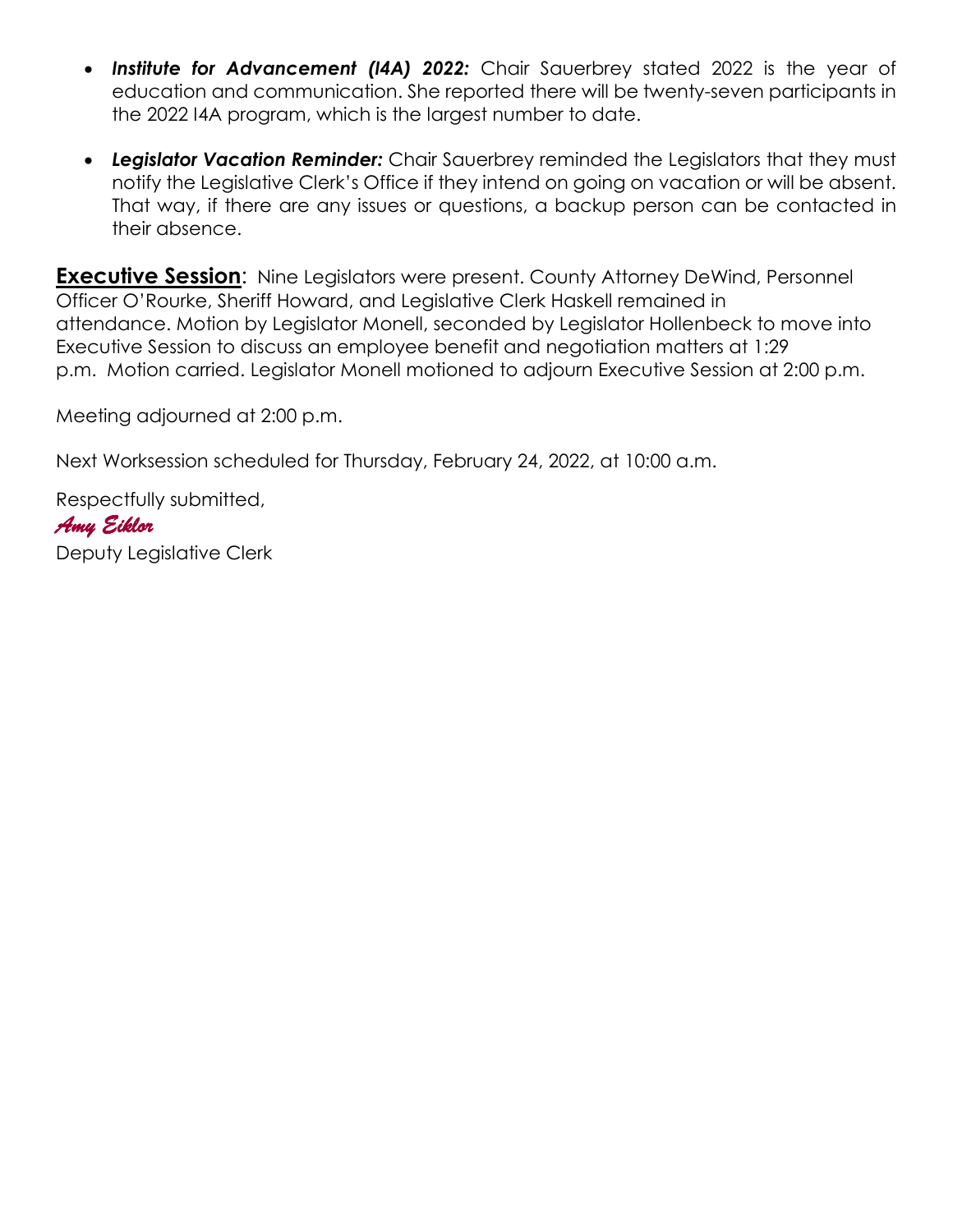- ***Institute for Advancement (I4A) 2022:*** Chair Sauerbrey stated 2022 is the year of education and communication. She reported there will be twenty-seven participants in the 2022 I4A program, which is the largest number to date.

- ***Legislator Vacation Reminder:*** Chair Sauerbrey reminded the Legislators that they must notify the Legislative Clerk's Office if they intend on going on vacation or will be absent. That way, if there are any issues or questions, a backup person can be contacted in their absence.

**Executive Session**: Nine Legislators were present. County Attorney DeWind, Personnel Officer O'Rourke, Sheriff Howard, and Legislative Clerk Haskell remained in attendance. Motion by Legislator Monell, seconded by Legislator Hollenbeck to move into Executive Session to discuss an employee benefit and negotiation matters at 1:29 p.m. Motion carried. Legislator Monell motioned to adjourn Executive Session at 2:00 p.m.

Meeting adjourned at 2:00 p.m.

Next Worksession scheduled for Thursday, February 24, 2022, at 10:00 a.m.

Respectfully submitted,

*Amy Eiklor*

Deputy Legislative Clerk